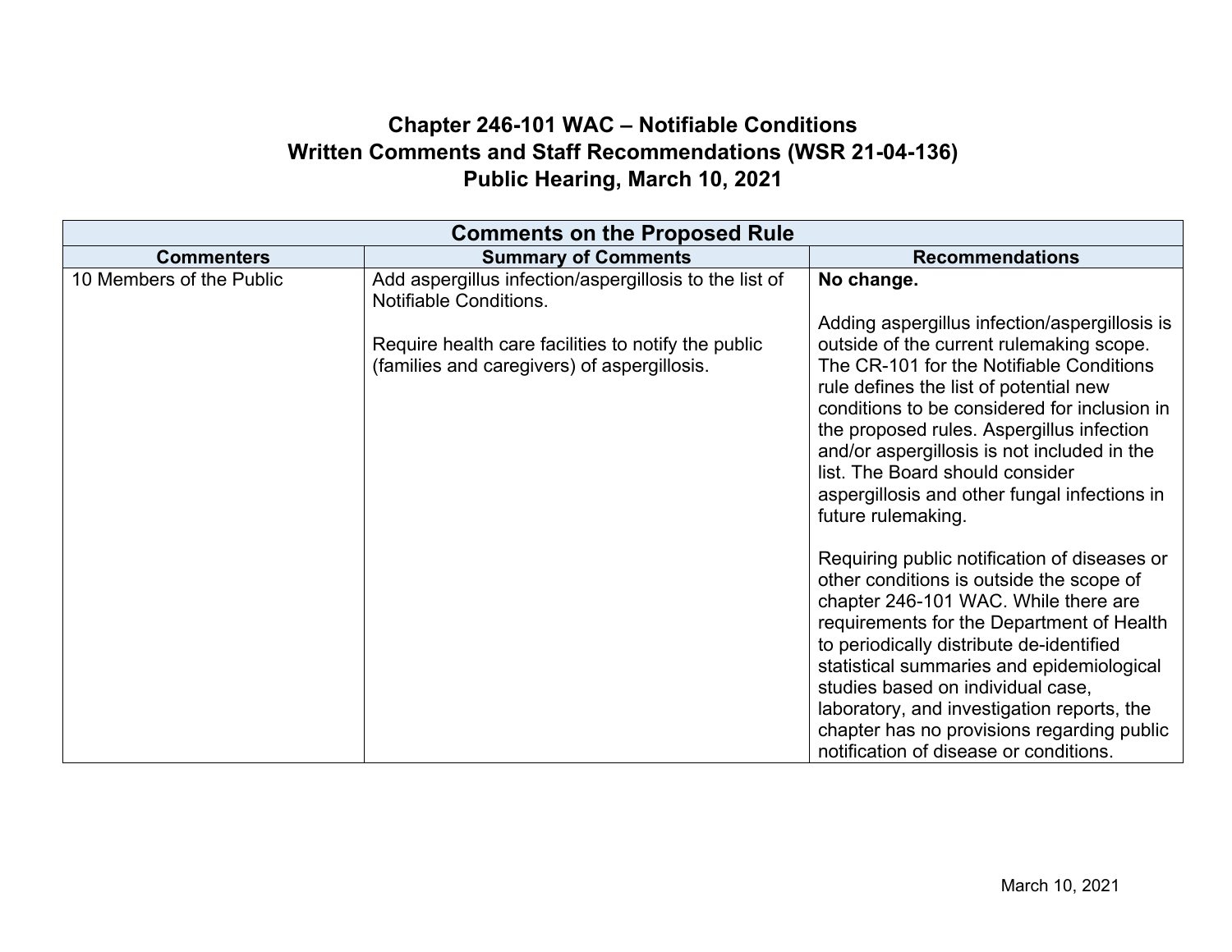# Chapter 246-101 WAC – Notifiable Conditions
# Written Comments and Staff Recommendations (WSR 21-04-136)
# Public Hearing, March 10, 2021

| Comments on the Proposed Rule | | |
|---|---|---|
| **Commenters** | **Summary of Comments** | **Recommendations** |
| 10 Members of the Public | Add aspergillus infection/aspergillosis to the list of Notifiable Conditions.<br><br>Require health care facilities to notify the public (families and caregivers) of aspergillosis. | **No change.**<br><br>Adding aspergillus infection/aspergillosis is outside of the current rulemaking scope. The CR-101 for the Notifiable Conditions rule defines the list of potential new conditions to be considered for inclusion in the proposed rules. Aspergillus infection and/or aspergillosis is not included in the list. The Board should consider aspergillosis and other fungal infections in future rulemaking.<br><br>Requiring public notification of diseases or other conditions is outside the scope of chapter 246-101 WAC. While there are requirements for the Department of Health to periodically distribute de-identified statistical summaries and epidemiological studies based on individual case, laboratory, and investigation reports, the chapter has no provisions regarding public notification of disease or conditions. |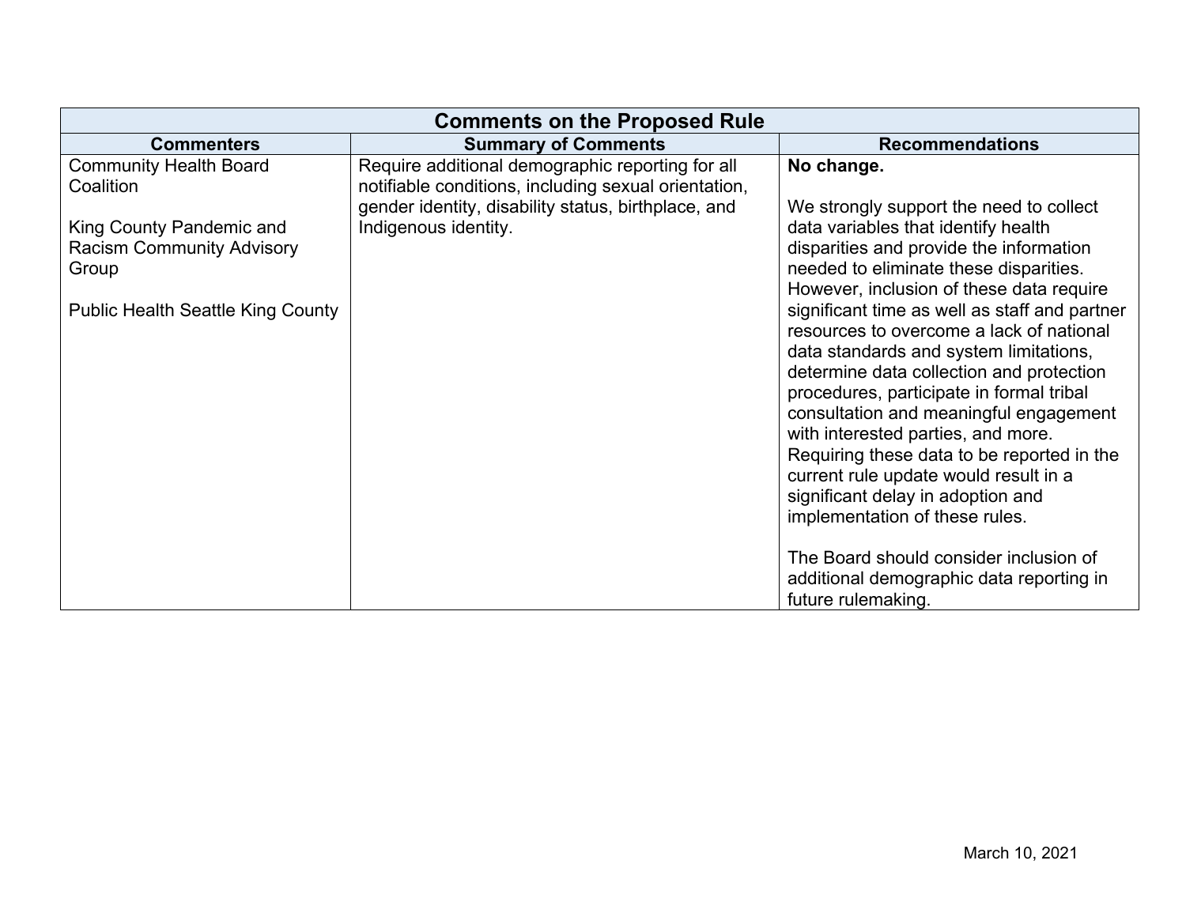| Comments on the Proposed Rule | | |
|---|---|---|
| **Commenters** | **Summary of Comments** | **Recommendations** |
| Community Health Board Coalition<br><br>King County Pandemic and Racism Community Advisory Group<br><br>Public Health Seattle King County | Require additional demographic reporting for all notifiable conditions, including sexual orientation, gender identity, disability status, birthplace, and Indigenous identity. | **No change.**<br><br>We strongly support the need to collect data variables that identify health disparities and provide the information needed to eliminate these disparities. However, inclusion of these data require significant time as well as staff and partner resources to overcome a lack of national data standards and system limitations, determine data collection and protection procedures, participate in formal tribal consultation and meaningful engagement with interested parties, and more. Requiring these data to be reported in the current rule update would result in a significant delay in adoption and implementation of these rules.<br><br>The Board should consider inclusion of additional demographic data reporting in future rulemaking. |

March 10, 2021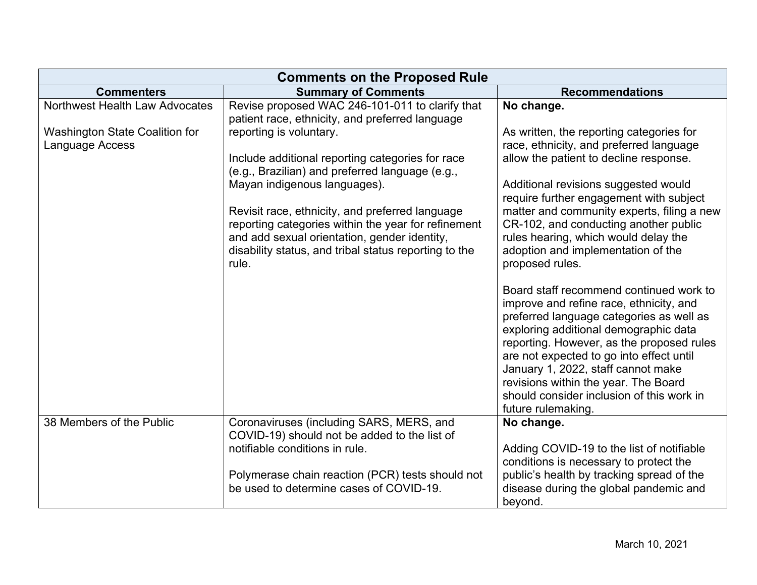| Comments on the Proposed Rule | | |
|---|---|---|
| **Commenters** | **Summary of Comments** | **Recommendations** |
| Northwest Health Law Advocates<br><br>Washington State Coalition for Language Access | Revise proposed WAC 246-101-011 to clarify that patient race, ethnicity, and preferred language reporting is voluntary.<br><br>Include additional reporting categories for race (e.g., Brazilian) and preferred language (e.g., Mayan indigenous languages).<br><br>Revisit race, ethnicity, and preferred language reporting categories within the year for refinement and add sexual orientation, gender identity, disability status, and tribal status reporting to the rule. | **No change.**<br><br>As written, the reporting categories for race, ethnicity, and preferred language allow the patient to decline response.<br><br>Additional revisions suggested would require further engagement with subject matter and community experts, filing a new CR-102, and conducting another public rules hearing, which would delay the adoption and implementation of the proposed rules.<br><br>Board staff recommend continued work to improve and refine race, ethnicity, and preferred language categories as well as exploring additional demographic data reporting. However, as the proposed rules are not expected to go into effect until January 1, 2022, staff cannot make revisions within the year. The Board should consider inclusion of this work in future rulemaking. |
| 38 Members of the Public | Coronaviruses (including SARS, MERS, and COVID-19) should not be added to the list of notifiable conditions in rule.<br><br>Polymerase chain reaction (PCR) tests should not be used to determine cases of COVID-19. | **No change.**<br><br>Adding COVID-19 to the list of notifiable conditions is necessary to protect the public's health by tracking spread of the disease during the global pandemic and beyond. |

March 10, 2021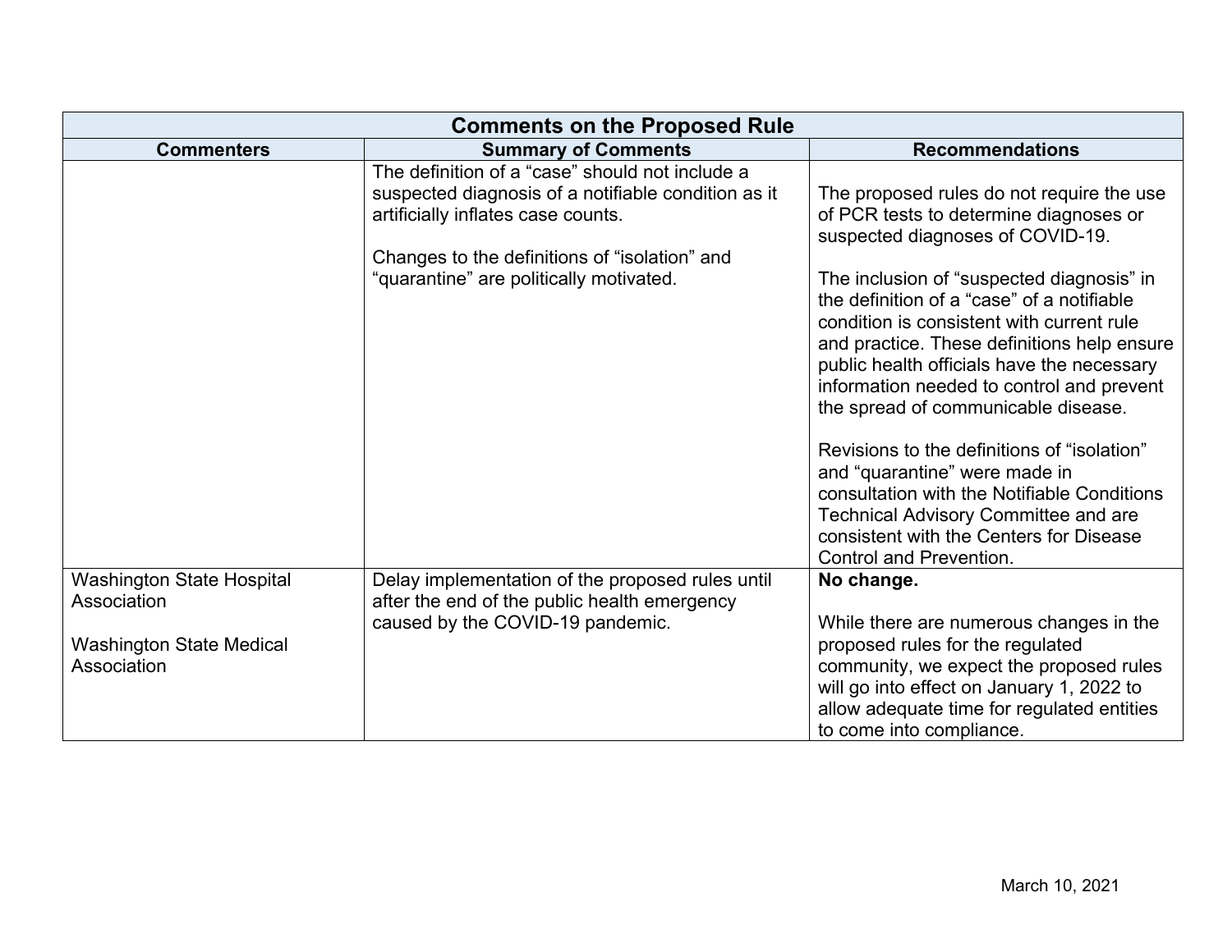| Comments on the Proposed Rule | | |
|---|---|---|
| **Commenters** | **Summary of Comments** | **Recommendations** |
| | The definition of a “case” should not include a suspected diagnosis of a notifiable condition as it artificially inflates case counts.<br><br>Changes to the definitions of “isolation” and “quarantine” are politically motivated. | The proposed rules do not require the use of PCR tests to determine diagnoses or suspected diagnoses of COVID-19.<br><br>The inclusion of “suspected diagnosis” in the definition of a “case” of a notifiable condition is consistent with current rule and practice. These definitions help ensure public health officials have the necessary information needed to control and prevent the spread of communicable disease.<br><br>Revisions to the definitions of “isolation” and “quarantine” were made in consultation with the Notifiable Conditions Technical Advisory Committee and are consistent with the Centers for Disease Control and Prevention. |
| Washington State Hospital Association<br><br>Washington State Medical Association | Delay implementation of the proposed rules until after the end of the public health emergency caused by the COVID-19 pandemic. | **No change.**<br><br>While there are numerous changes in the proposed rules for the regulated community, we expect the proposed rules will go into effect on January 1, 2022 to allow adequate time for regulated entities to come into compliance. |

March 10, 2021